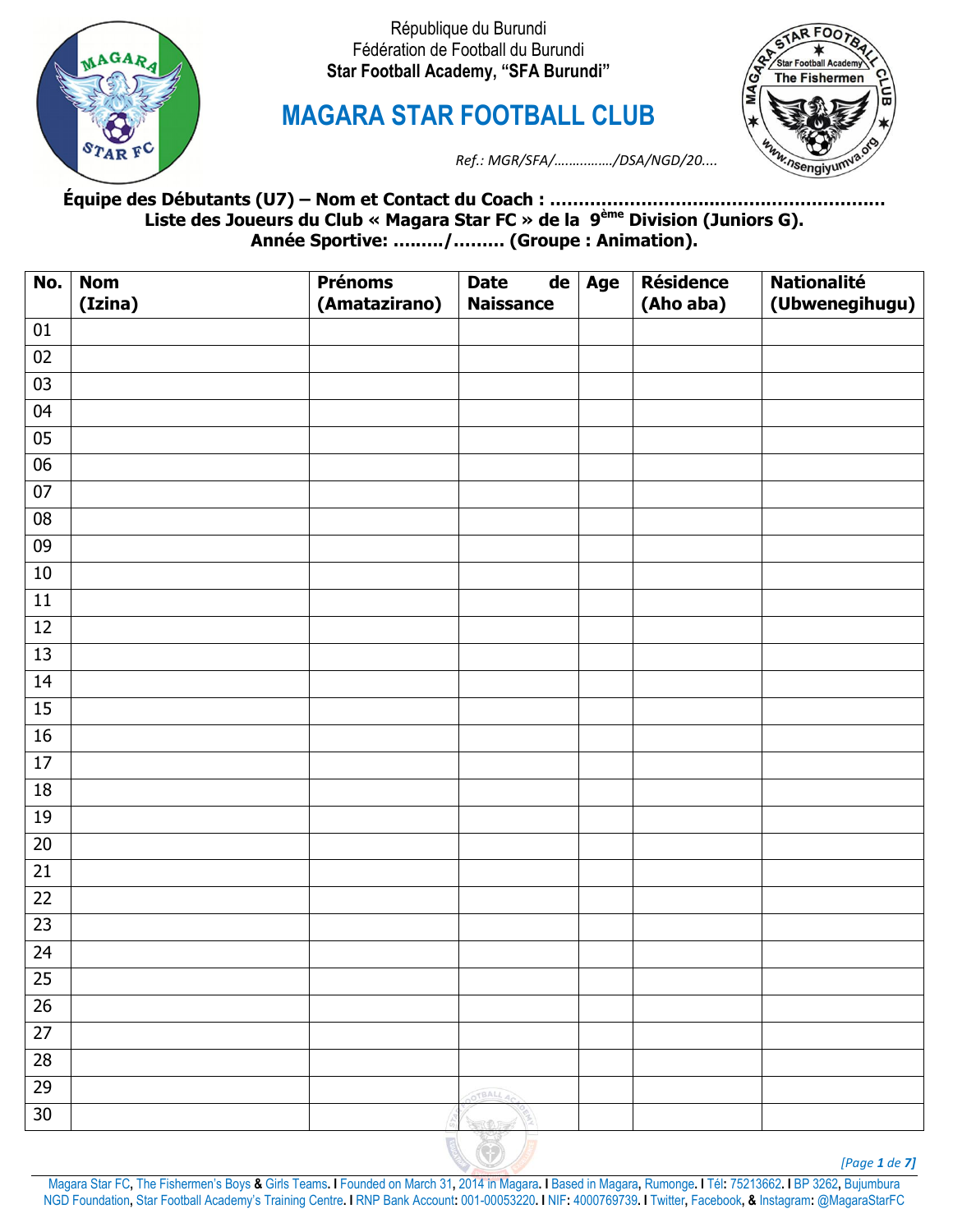République du Burundi
Fédération de Football du Burundi
**Star Football Academy, "SFA Burundi"**

# MAGARA STAR FOOTBALL CLUB

*Ref.: MGR/SFA/……………/DSA/NGD/20….*

**Équipe des Débutants (U7) – Nom et Contact du Coach : ………………………………………………….**
**Liste des Joueurs du Club « Magara Star FC » de la 9ème Division (Juniors G).**
**Année Sportive: ………/……… (Groupe : Animation).**

| No. | Nom (Izina) | Prénoms (Amatazirano) | Date de Naissance | Age | Résidence (Aho aba) | Nationalité (Ubwenegihugu) |
|---|---|---|---|---|---|---|
| 01 | | | | | | |
| 02 | | | | | | |
| 03 | | | | | | |
| 04 | | | | | | |
| 05 | | | | | | |
| 06 | | | | | | |
| 07 | | | | | | |
| 08 | | | | | | |
| 09 | | | | | | |
| 10 | | | | | | |
| 11 | | | | | | |
| 12 | | | | | | |
| 13 | | | | | | |
| 14 | | | | | | |
| 15 | | | | | | |
| 16 | | | | | | |
| 17 | | | | | | |
| 18 | | | | | | |
| 19 | | | | | | |
| 20 | | | | | | |
| 21 | | | | | | |
| 22 | | | | | | |
| 23 | | | | | | |
| 24 | | | | | | |
| 25 | | | | | | |
| 26 | | | | | | |
| 27 | | | | | | |
| 28 | | | | | | |
| 29 | | | | | | |
| 30 | | | | | | |

Magara Star FC, The Fishermen's Boys & Girls Teams. I Founded on March 31, 2014 in Magara. I Based in Magara, Rumonge. I Tél: 75213662. I BP 3262, Bujumbura
NGD Foundation, Star Football Academy's Training Centre. I RNP Bank Account: 001-00053220. I NIF: 4000769739. I Twitter, Facebook, & Instagram: @MagaraStarFC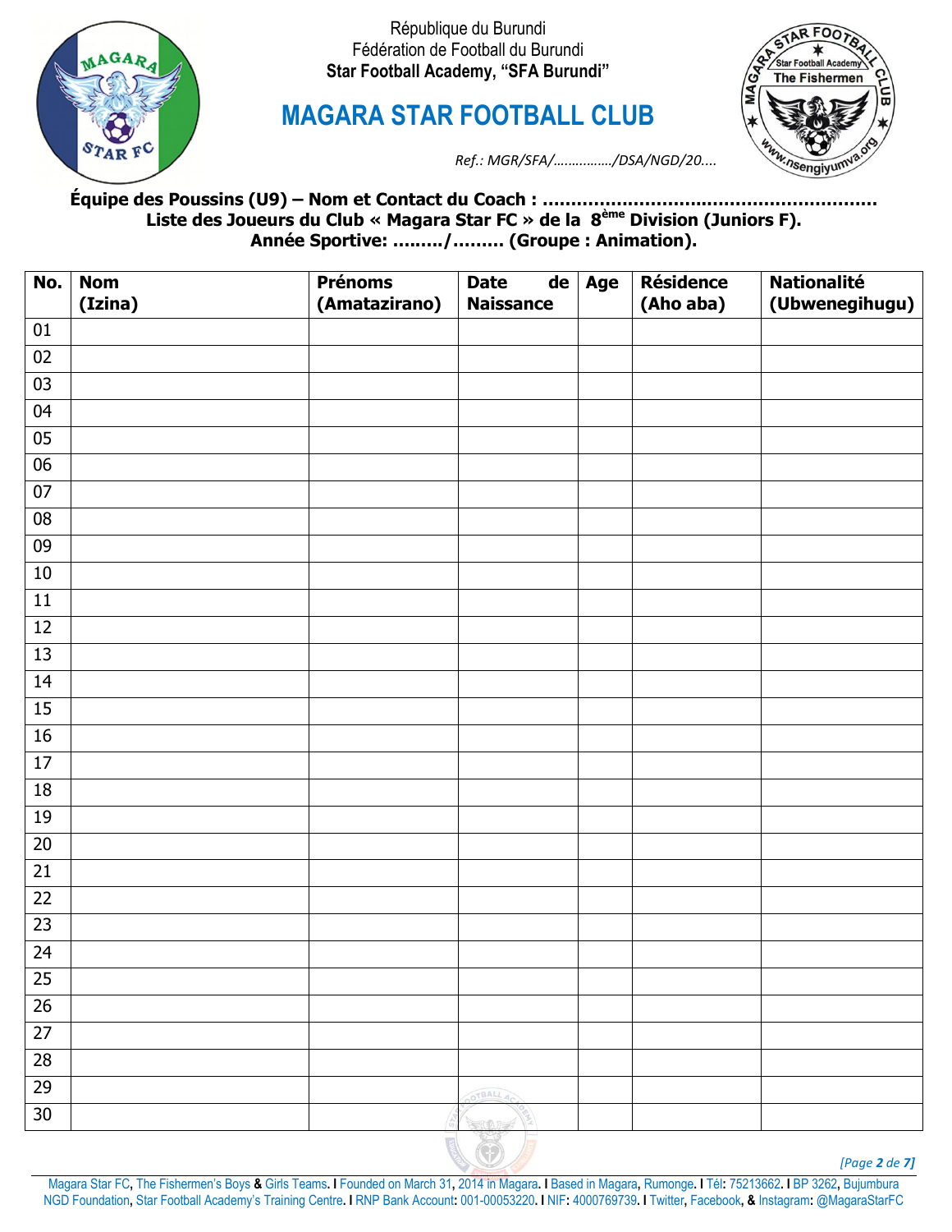République du Burundi
Fédération de Football du Burundi
**Star Football Academy, "SFA Burundi"**

# MAGARA STAR FOOTBALL CLUB

*Ref.: MGR/SFA/……………/DSA/NGD/20….*

**Équipe des Poussins (U9) – Nom et Contact du Coach : ………………………………………………….**
**Liste des Joueurs du Club « Magara Star FC » de la 8ème Division (Juniors F).**
**Année Sportive: ………/……… (Groupe : Animation).**

| No. | Nom (Izina) | Prénoms (Amatazirano) | Date de Naissance | Age | Résidence (Aho aba) | Nationalité (Ubwenegihugu) |
|---|---|---|---|---|---|---|
| 01 | | | | | | |
| 02 | | | | | | |
| 03 | | | | | | |
| 04 | | | | | | |
| 05 | | | | | | |
| 06 | | | | | | |
| 07 | | | | | | |
| 08 | | | | | | |
| 09 | | | | | | |
| 10 | | | | | | |
| 11 | | | | | | |
| 12 | | | | | | |
| 13 | | | | | | |
| 14 | | | | | | |
| 15 | | | | | | |
| 16 | | | | | | |
| 17 | | | | | | |
| 18 | | | | | | |
| 19 | | | | | | |
| 20 | | | | | | |
| 21 | | | | | | |
| 22 | | | | | | |
| 23 | | | | | | |
| 24 | | | | | | |
| 25 | | | | | | |
| 26 | | | | | | |
| 27 | | | | | | |
| 28 | | | | | | |
| 29 | | | | | | |
| 30 | | | | | | |

Magara Star FC, The Fishermen's Boys & Girls Teams. I Founded on March 31, 2014 in Magara. I Based in Magara, Rumonge. I Tél: 75213662. I BP 3262, Bujumbura NGD Foundation, Star Football Academy's Training Centre. I RNP Bank Account: 001-00053220. I NIF: 4000769739. I Twitter, Facebook, & Instagram: @MagaraStarFC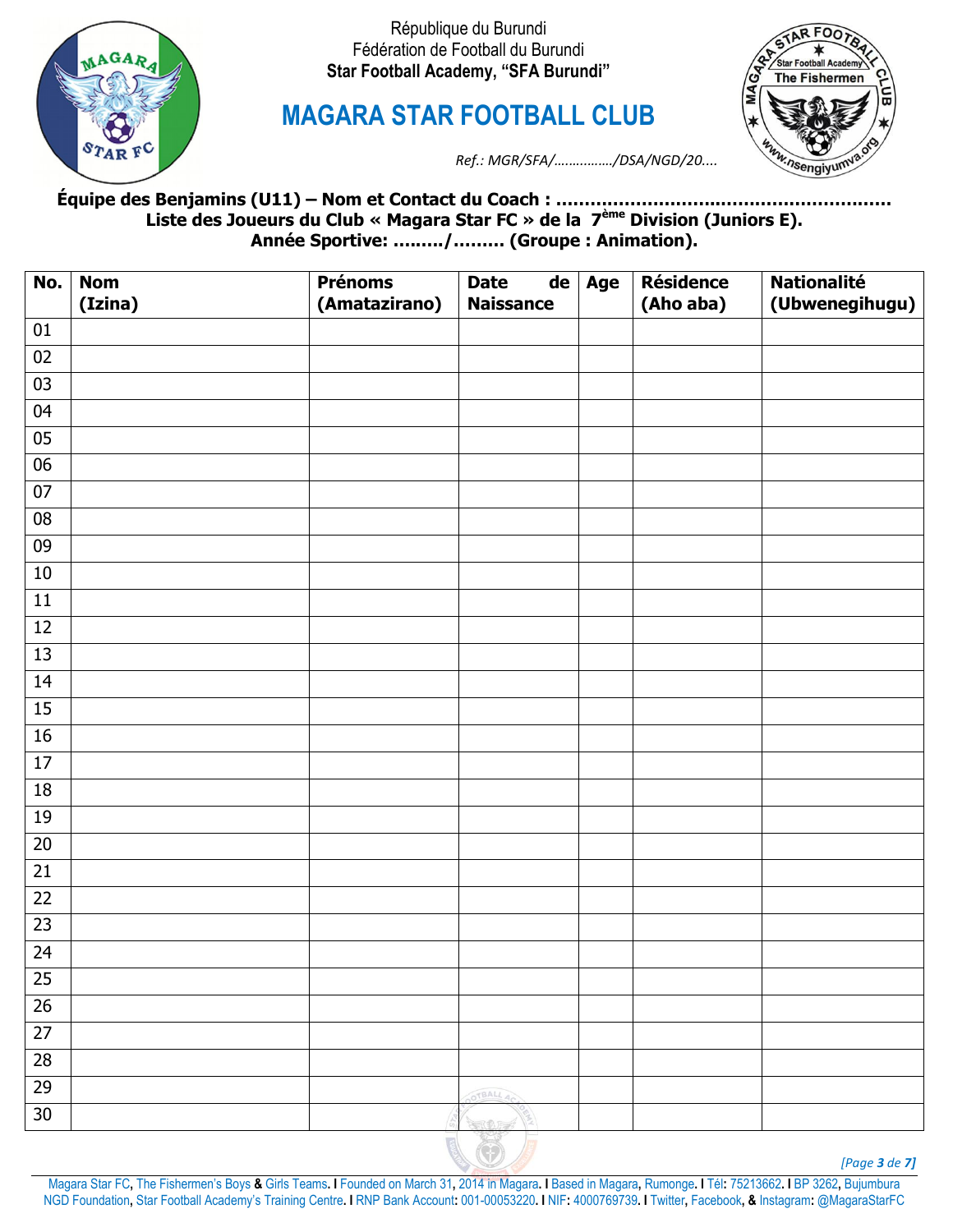République du Burundi
Fédération de Football du Burundi
**Star Football Academy, "SFA Burundi"**

# MAGARA STAR FOOTBALL CLUB

*Ref.: MGR/SFA/……………/DSA/NGD/20….*

**Équipe des Benjamins (U11) – Nom et Contact du Coach : …………………………………………………**
**Liste des Joueurs du Club « Magara Star FC » de la 7ème Division (Juniors E).**
**Année Sportive: ………/……… (Groupe : Animation).**

| No. | Nom (Izina) | Prénoms (Amatazirano) | Date de Naissance | Age | Résidence (Aho aba) | Nationalité (Ubwenegihugu) |
|---|---|---|---|---|---|---|
| 01 | | | | | | |
| 02 | | | | | | |
| 03 | | | | | | |
| 04 | | | | | | |
| 05 | | | | | | |
| 06 | | | | | | |
| 07 | | | | | | |
| 08 | | | | | | |
| 09 | | | | | | |
| 10 | | | | | | |
| 11 | | | | | | |
| 12 | | | | | | |
| 13 | | | | | | |
| 14 | | | | | | |
| 15 | | | | | | |
| 16 | | | | | | |
| 17 | | | | | | |
| 18 | | | | | | |
| 19 | | | | | | |
| 20 | | | | | | |
| 21 | | | | | | |
| 22 | | | | | | |
| 23 | | | | | | |
| 24 | | | | | | |
| 25 | | | | | | |
| 26 | | | | | | |
| 27 | | | | | | |
| 28 | | | | | | |
| 29 | | | | | | |
| 30 | | | | | | |

Magara Star FC, The Fishermen's Boys & Girls Teams. I Founded on March 31, 2014 in Magara. I Based in Magara, Rumonge. I Tél: 75213662. I BP 3262, Bujumbura
NGD Foundation, Star Football Academy's Training Centre. I RNP Bank Account: 001-00053220. I NIF: 4000769739. I Twitter, Facebook, & Instagram: @MagaraStarFC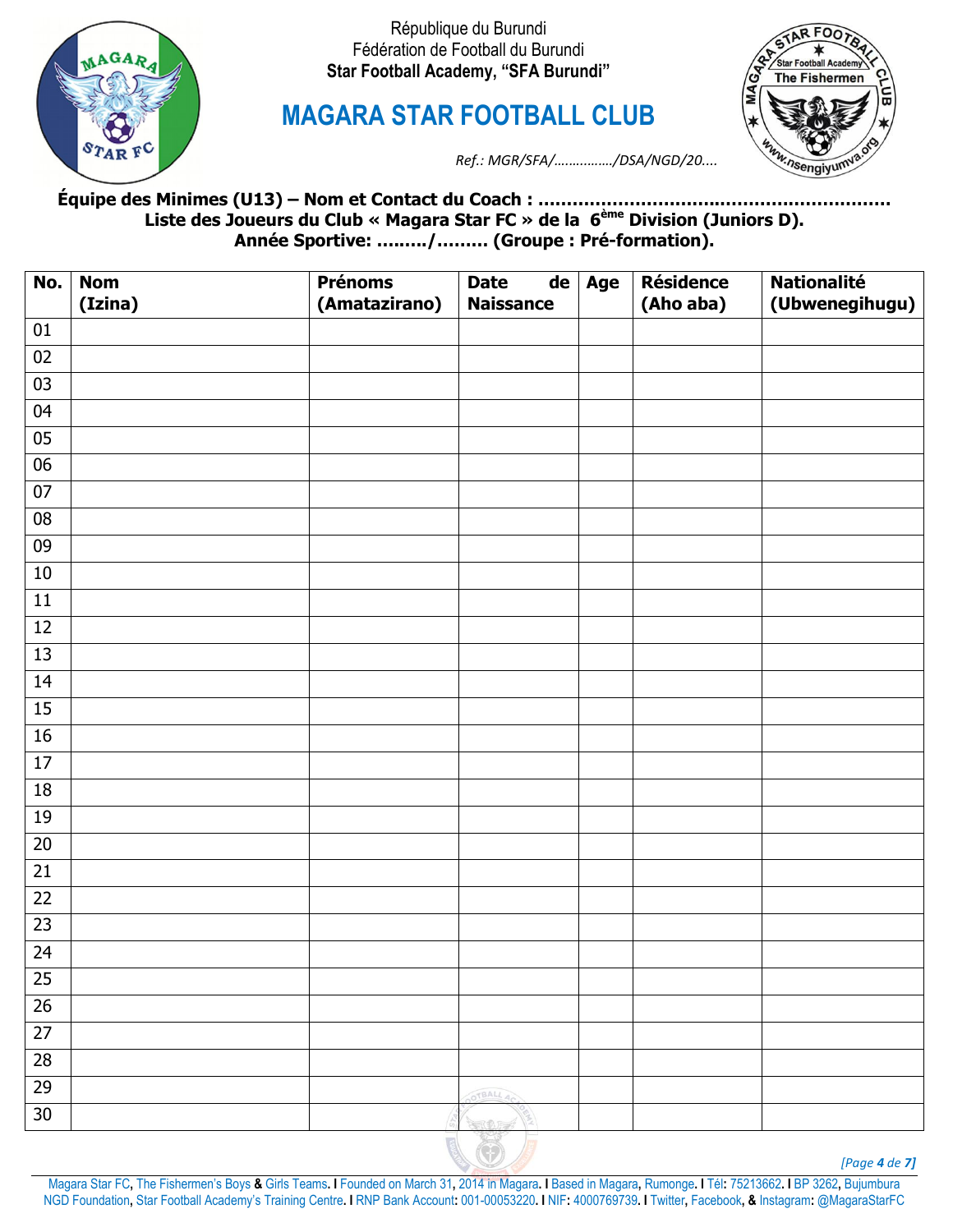République du Burundi
Fédération de Football du Burundi
**Star Football Academy, "SFA Burundi"**

# MAGARA STAR FOOTBALL CLUB

*Ref.: MGR/SFA/……………/DSA/NGD/20….*

**Équipe des Minimes (U13) – Nom et Contact du Coach : ……………………………………………………….**
**Liste des Joueurs du Club « Magara Star FC » de la 6ème Division (Juniors D).**
**Année Sportive: ………/……… (Groupe : Pré-formation).**

| No. | Nom (Izina) | Prénoms (Amatazirano) | Date de Naissance | Age | Résidence (Aho aba) | Nationalité (Ubwenegihugu) |
|---|---|---|---|---|---|---|
| 01 | | | | | | |
| 02 | | | | | | |
| 03 | | | | | | |
| 04 | | | | | | |
| 05 | | | | | | |
| 06 | | | | | | |
| 07 | | | | | | |
| 08 | | | | | | |
| 09 | | | | | | |
| 10 | | | | | | |
| 11 | | | | | | |
| 12 | | | | | | |
| 13 | | | | | | |
| 14 | | | | | | |
| 15 | | | | | | |
| 16 | | | | | | |
| 17 | | | | | | |
| 18 | | | | | | |
| 19 | | | | | | |
| 20 | | | | | | |
| 21 | | | | | | |
| 22 | | | | | | |
| 23 | | | | | | |
| 24 | | | | | | |
| 25 | | | | | | |
| 26 | | | | | | |
| 27 | | | | | | |
| 28 | | | | | | |
| 29 | | | | | | |
| 30 | | | | | | |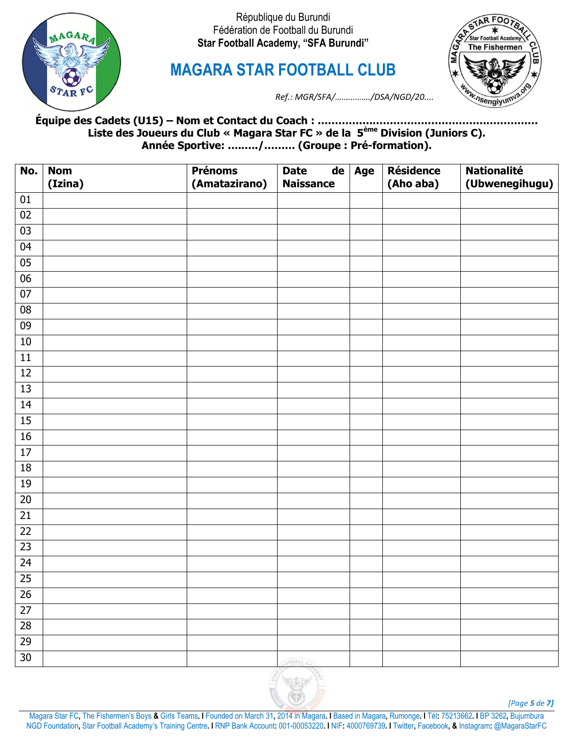République du Burundi
Fédération de Football du Burundi
**Star Football Academy, "SFA Burundi"**

# MAGARA STAR FOOTBALL CLUB

*Ref.: MGR/SFA/……………/DSA/NGD/20....*

**Équipe des Cadets (U15) – Nom et Contact du Coach : ………………………………………………………**
**Liste des Joueurs du Club « Magara Star FC » de la 5ème Division (Juniors C).**
**Année Sportive: ………/……… (Groupe : Pré-formation).**

| No. | Nom (Izina) | Prénoms (Amatazirano) | Date de Naissance | Age | Résidence (Aho aba) | Nationalité (Ubwenegihugu) |
|---|---|---|---|---|---|---|
| 01 | | | | | | |
| 02 | | | | | | |
| 03 | | | | | | |
| 04 | | | | | | |
| 05 | | | | | | |
| 06 | | | | | | |
| 07 | | | | | | |
| 08 | | | | | | |
| 09 | | | | | | |
| 10 | | | | | | |
| 11 | | | | | | |
| 12 | | | | | | |
| 13 | | | | | | |
| 14 | | | | | | |
| 15 | | | | | | |
| 16 | | | | | | |
| 17 | | | | | | |
| 18 | | | | | | |
| 19 | | | | | | |
| 20 | | | | | | |
| 21 | | | | | | |
| 22 | | | | | | |
| 23 | | | | | | |
| 24 | | | | | | |
| 25 | | | | | | |
| 26 | | | | | | |
| 27 | | | | | | |
| 28 | | | | | | |
| 29 | | | | | | |
| 30 | | | | | | |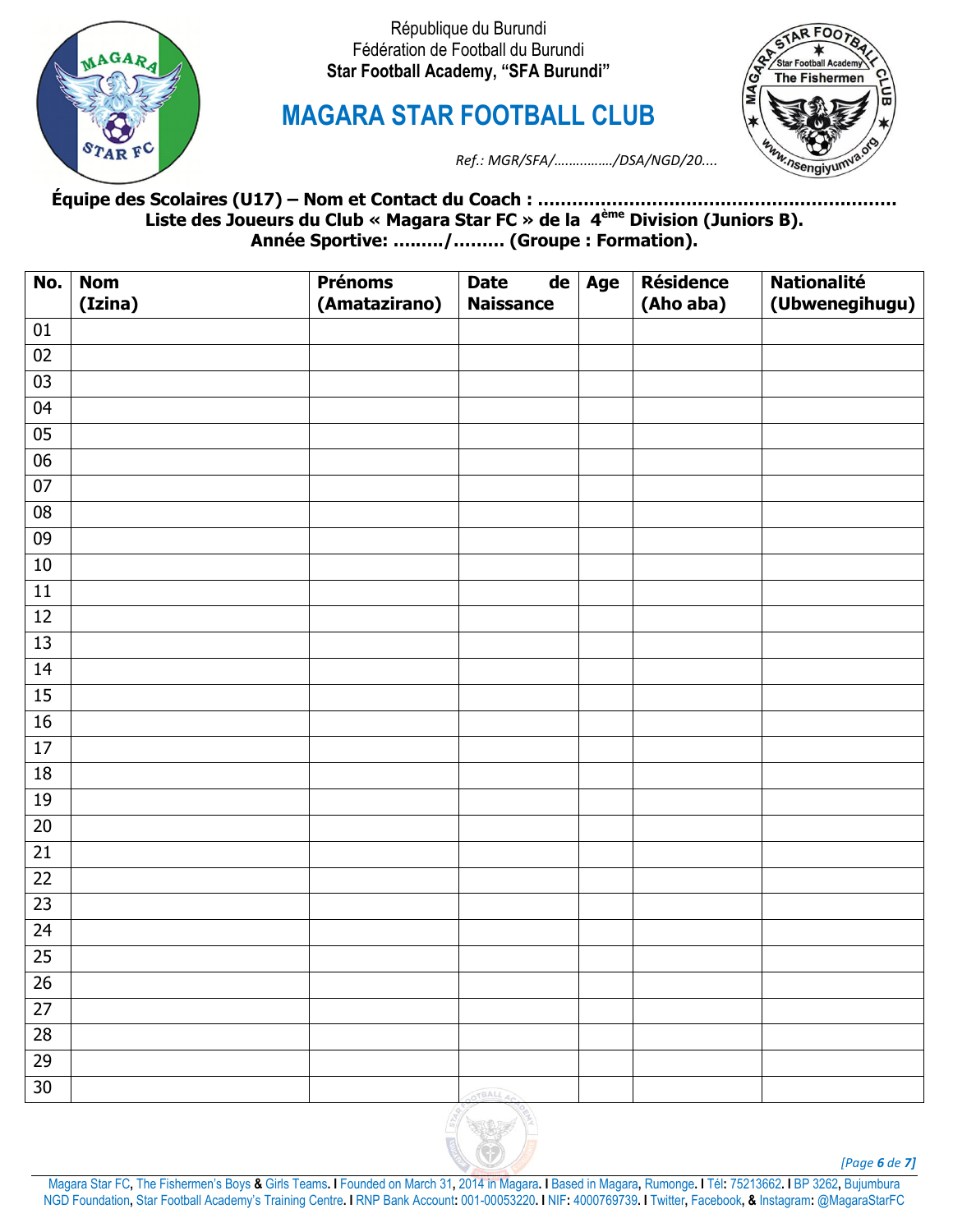République du Burundi
Fédération de Football du Burundi
**Star Football Academy, "SFA Burundi"**

# MAGARA STAR FOOTBALL CLUB

*Ref.: MGR/SFA/……………/DSA/NGD/20....*

**Équipe des Scolaires (U17) – Nom et Contact du Coach : ………………………………………………………**
**Liste des Joueurs du Club « Magara Star FC » de la 4ème Division (Juniors B).**
**Année Sportive: ………/……… (Groupe : Formation).**

| No. | Nom (Izina) | Prénoms (Amatazirano) | Date de Naissance | Age | Résidence (Aho aba) | Nationalité (Ubwenegihugu) |
|---|---|---|---|---|---|---|
| 01 | | | | | | |
| 02 | | | | | | |
| 03 | | | | | | |
| 04 | | | | | | |
| 05 | | | | | | |
| 06 | | | | | | |
| 07 | | | | | | |
| 08 | | | | | | |
| 09 | | | | | | |
| 10 | | | | | | |
| 11 | | | | | | |
| 12 | | | | | | |
| 13 | | | | | | |
| 14 | | | | | | |
| 15 | | | | | | |
| 16 | | | | | | |
| 17 | | | | | | |
| 18 | | | | | | |
| 19 | | | | | | |
| 20 | | | | | | |
| 21 | | | | | | |
| 22 | | | | | | |
| 23 | | | | | | |
| 24 | | | | | | |
| 25 | | | | | | |
| 26 | | | | | | |
| 27 | | | | | | |
| 28 | | | | | | |
| 29 | | | | | | |
| 30 | | | | | | |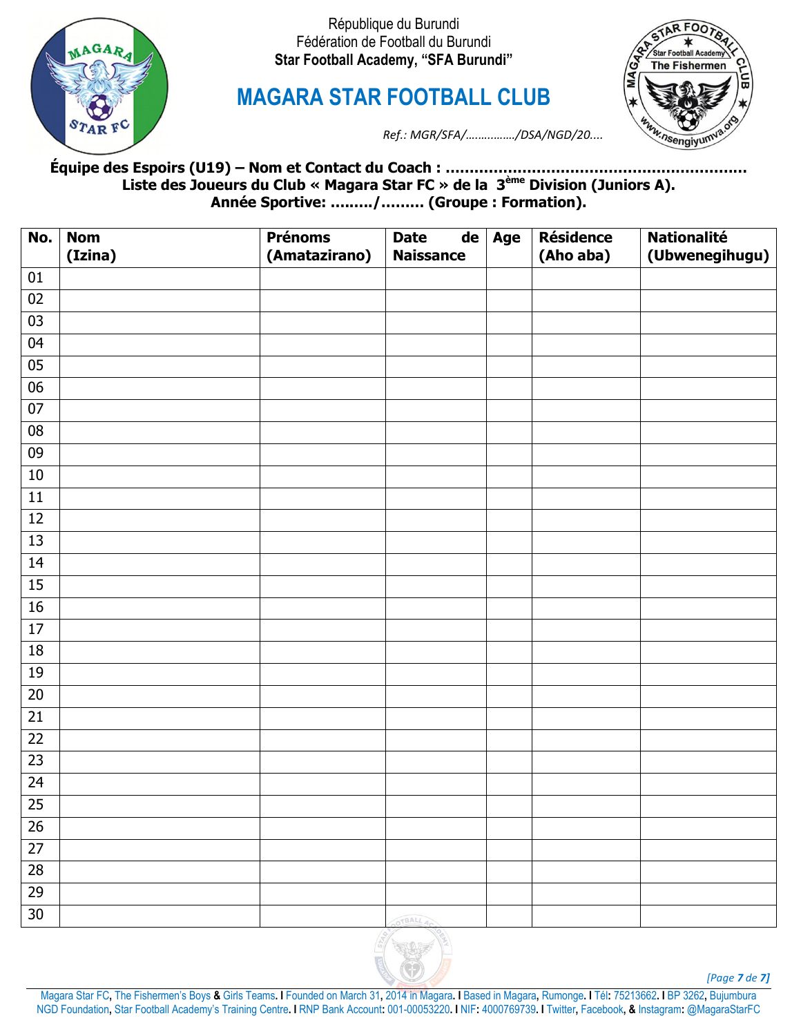République du Burundi
Fédération de Football du Burundi
**Star Football Academy, "SFA Burundi"**

# MAGARA STAR FOOTBALL CLUB

*Ref.: MGR/SFA/……………/DSA/NGD/20....*

**Équipe des Espoirs (U19) – Nom et Contact du Coach : ……………………………………………………….**
**Liste des Joueurs du Club « Magara Star FC » de la 3ème Division (Juniors A).**
**Année Sportive: ………/……… (Groupe : Formation).**

| No. | Nom (Izina) | Prénoms (Amatazirano) | Date de Naissance | Age | Résidence (Aho aba) | Nationalité (Ubwenegihugu) |
|---|---|---|---|---|---|---|
| 01 | | | | | | |
| 02 | | | | | | |
| 03 | | | | | | |
| 04 | | | | | | |
| 05 | | | | | | |
| 06 | | | | | | |
| 07 | | | | | | |
| 08 | | | | | | |
| 09 | | | | | | |
| 10 | | | | | | |
| 11 | | | | | | |
| 12 | | | | | | |
| 13 | | | | | | |
| 14 | | | | | | |
| 15 | | | | | | |
| 16 | | | | | | |
| 17 | | | | | | |
| 18 | | | | | | |
| 19 | | | | | | |
| 20 | | | | | | |
| 21 | | | | | | |
| 22 | | | | | | |
| 23 | | | | | | |
| 24 | | | | | | |
| 25 | | | | | | |
| 26 | | | | | | |
| 27 | | | | | | |
| 28 | | | | | | |
| 29 | | | | | | |
| 30 | | | | | | |

Magara Star FC, The Fishermen's Boys & Girls Teams. I Founded on March 31, 2014 in Magara. I Based in Magara, Rumonge. I Tél: 75213662. I BP 3262, Bujumbura
NGD Foundation, Star Football Academy's Training Centre. I RNP Bank Account: 001-00053220. I NIF: 4000769739. I Twitter, Facebook, & Instagram: @MagaraStarFC